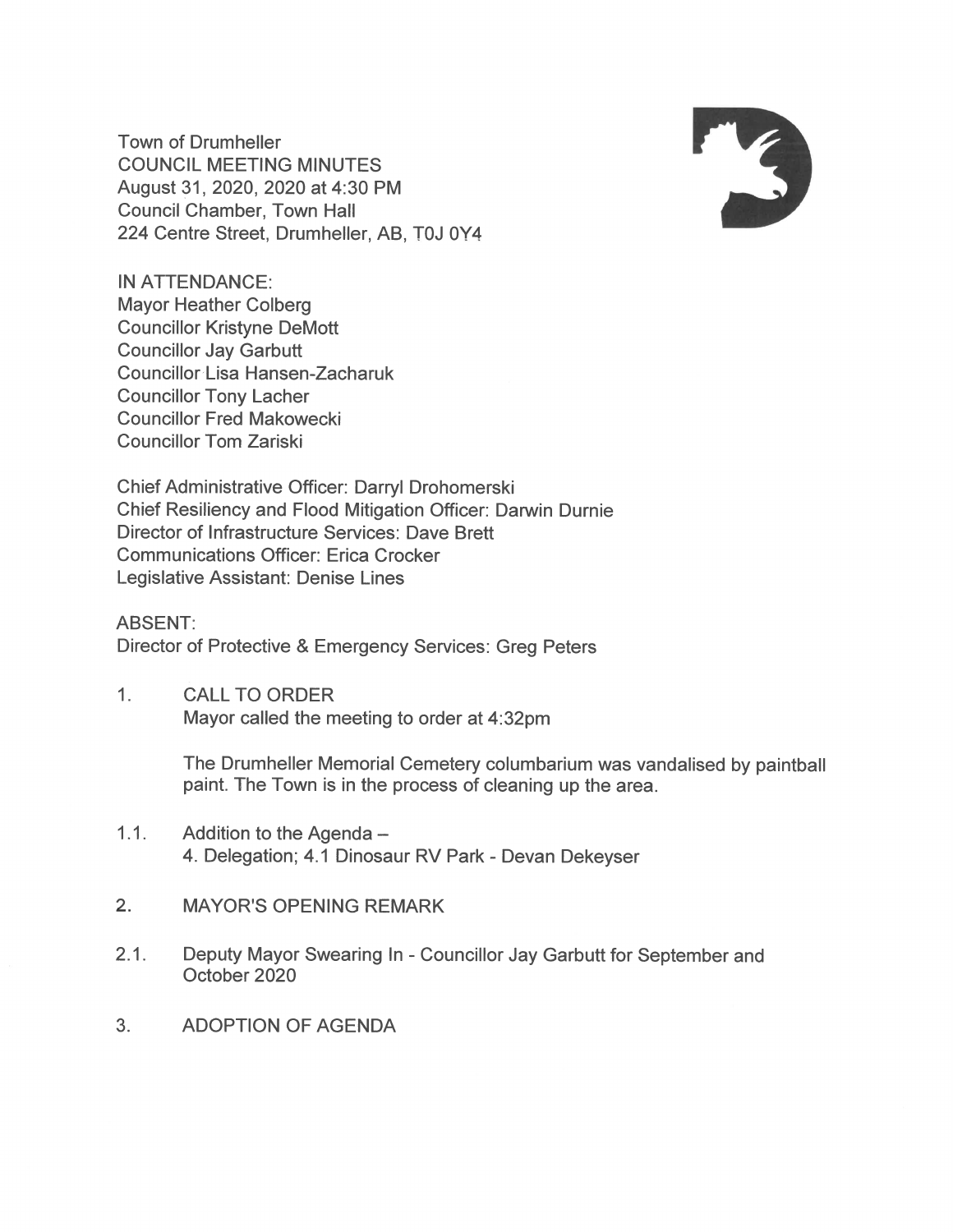Town of Drumheller
COUNCIL MEETING MINUTES
August 31, 2020, 2020 at 4:30 PM
Council Chamber, Town Hall
224 Centre Street, Drumheller, AB, T0J 0Y4

IN ATTENDANCE:
Mayor Heather Colberg
Councillor Kristyne DeMott
Councillor Jay Garbutt
Councillor Lisa Hansen-Zacharuk
Councillor Tony Lacher
Councillor Fred Makowecki
Councillor Tom Zariski

Chief Administrative Officer: Darryl Drohomerski
Chief Resiliency and Flood Mitigation Officer: Darwin Durnie
Director of Infrastructure Services: Dave Brett
Communications Officer: Erica Crocker
Legislative Assistant: Denise Lines

ABSENT:
Director of Protective & Emergency Services: Greg Peters

1. CALL TO ORDER
   Mayor called the meeting to order at 4:32pm

   The Drumheller Memorial Cemetery columbarium was vandalised by paintball paint. The Town is in the process of cleaning up the area.

1.1. Addition to the Agenda –
   4. Delegation; 4.1 Dinosaur RV Park - Devan Dekeyser

2. MAYOR'S OPENING REMARK

2.1. Deputy Mayor Swearing In - Councillor Jay Garbutt for September and October 2020

3. ADOPTION OF AGENDA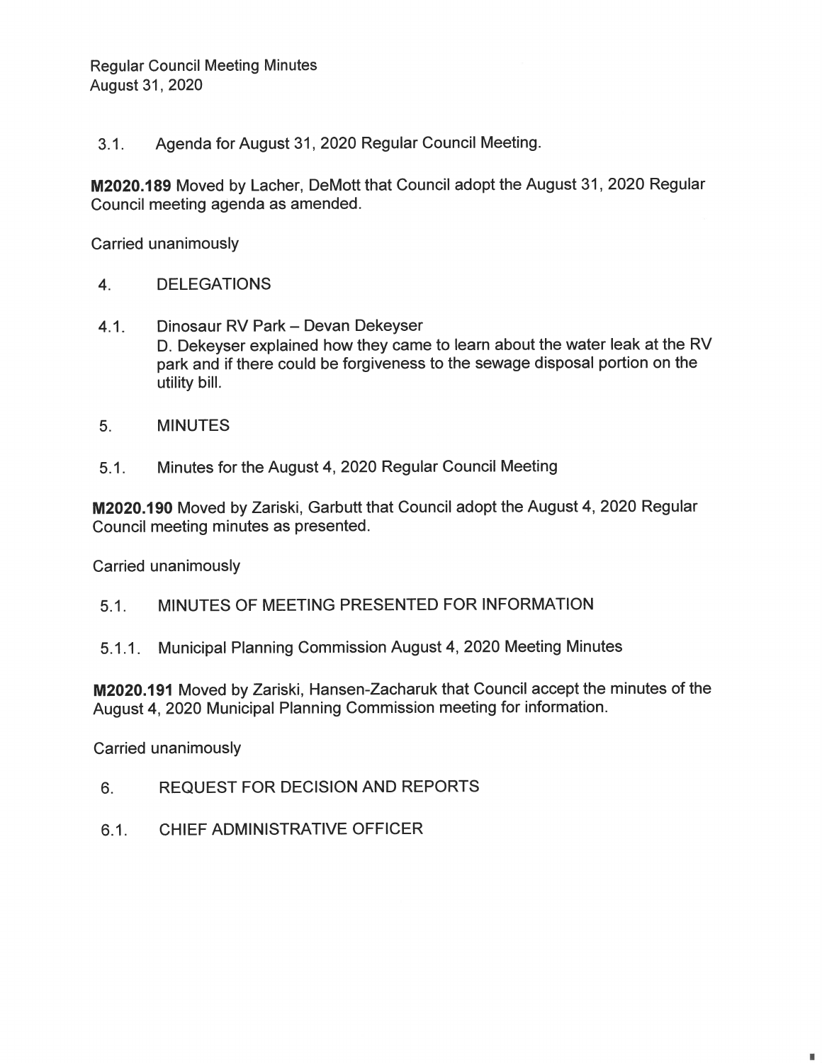3.1. Agenda for August 31, 2020 Regular Council Meeting.

**M2020.189** Moved by Lacher, DeMott that Council adopt the August 31, 2020 Regular Council meeting agenda as amended.

Carried unanimously

4. DELEGATIONS

4.1. Dinosaur RV Park – Devan Dekeyser
D. Dekeyser explained how they came to learn about the water leak at the RV park and if there could be forgiveness to the sewage disposal portion on the utility bill.

5. MINUTES

5.1. Minutes for the August 4, 2020 Regular Council Meeting

**M2020.190** Moved by Zariski, Garbutt that Council adopt the August 4, 2020 Regular Council meeting minutes as presented.

Carried unanimously

5.1. MINUTES OF MEETING PRESENTED FOR INFORMATION

5.1.1. Municipal Planning Commission August 4, 2020 Meeting Minutes

**M2020.191** Moved by Zariski, Hansen-Zacharuk that Council accept the minutes of the August 4, 2020 Municipal Planning Commission meeting for information.

Carried unanimously

6. REQUEST FOR DECISION AND REPORTS

6.1. CHIEF ADMINISTRATIVE OFFICER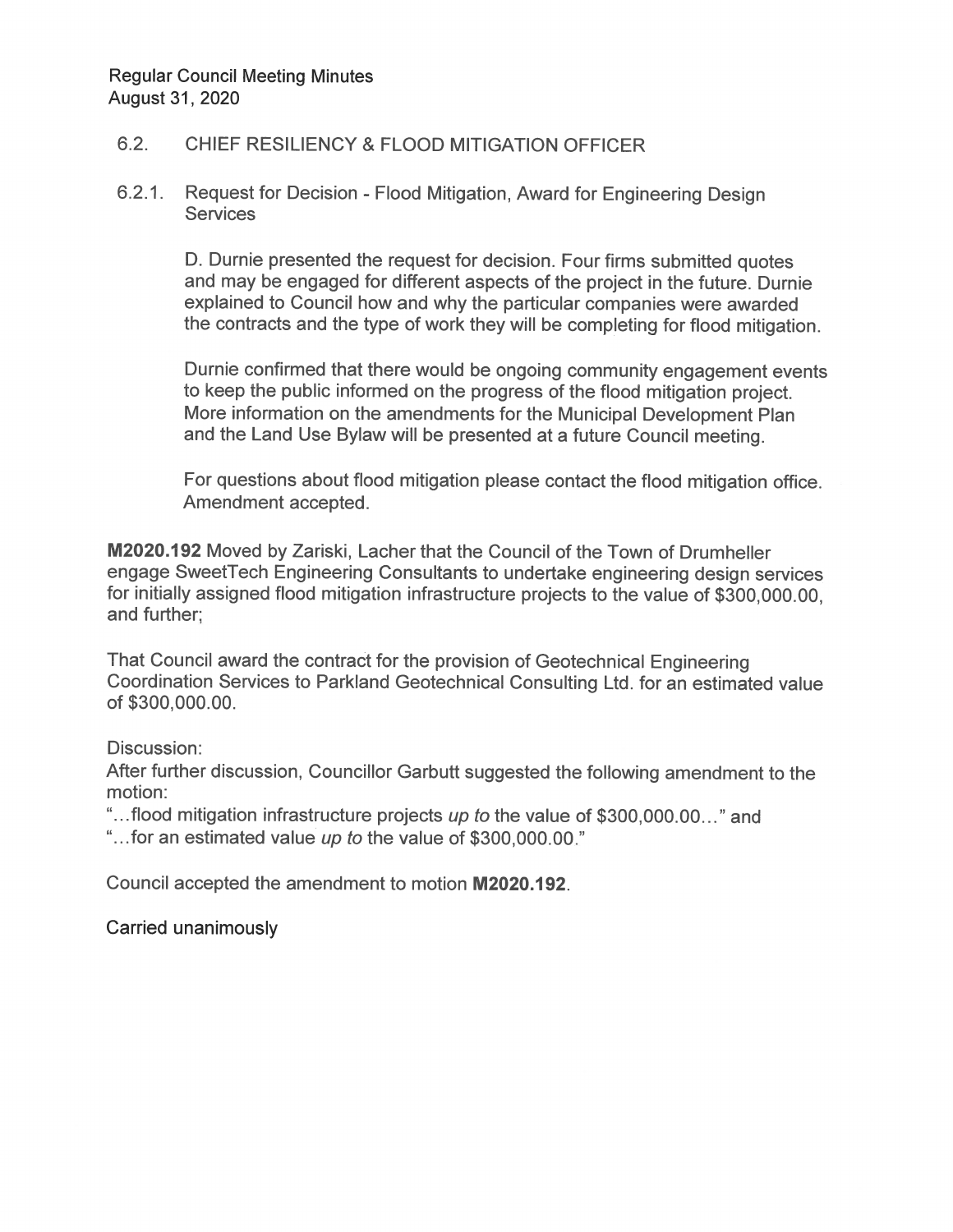### 6.2. CHIEF RESILIENCY & FLOOD MITIGATION OFFICER

#### 6.2.1. Request for Decision - Flood Mitigation, Award for Engineering Design Services

D. Durnie presented the request for decision. Four firms submitted quotes and may be engaged for different aspects of the project in the future. Durnie explained to Council how and why the particular companies were awarded the contracts and the type of work they will be completing for flood mitigation.

Durnie confirmed that there would be ongoing community engagement events to keep the public informed on the progress of the flood mitigation project. More information on the amendments for the Municipal Development Plan and the Land Use Bylaw will be presented at a future Council meeting.

For questions about flood mitigation please contact the flood mitigation office. Amendment accepted.

**M2020.192** Moved by Zariski, Lacher that the Council of the Town of Drumheller engage SweetTech Engineering Consultants to undertake engineering design services for initially assigned flood mitigation infrastructure projects to the value of $300,000.00, and further;

That Council award the contract for the provision of Geotechnical Engineering Coordination Services to Parkland Geotechnical Consulting Ltd. for an estimated value of $300,000.00.

Discussion:
After further discussion, Councillor Garbutt suggested the following amendment to the motion:
"…flood mitigation infrastructure projects *up to* the value of $300,000.00…" and
"…for an estimated value *up to* the value of $300,000.00."

Council accepted the amendment to motion **M2020.192**.

Carried unanimously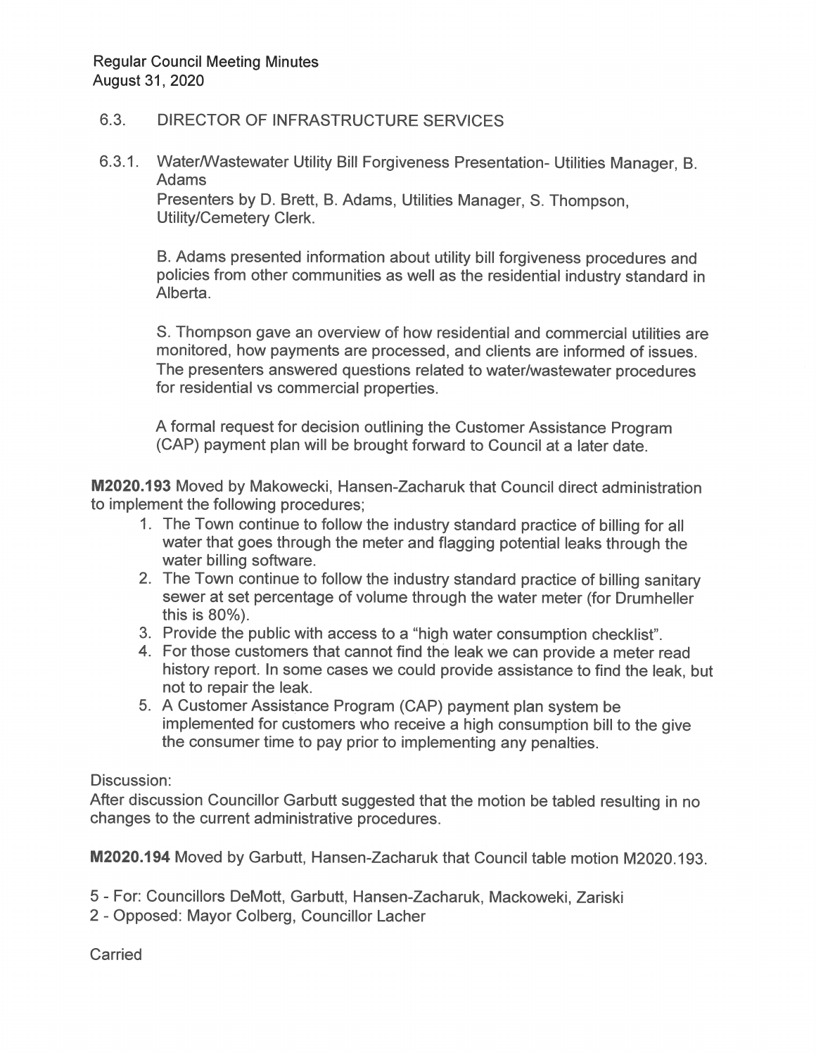## 6.3. DIRECTOR OF INFRASTRUCTURE SERVICES

### 6.3.1. Water/Wastewater Utility Bill Forgiveness Presentation- Utilities Manager, B. Adams

Presenters by D. Brett, B. Adams, Utilities Manager, S. Thompson, Utility/Cemetery Clerk.

B. Adams presented information about utility bill forgiveness procedures and policies from other communities as well as the residential industry standard in Alberta.

S. Thompson gave an overview of how residential and commercial utilities are monitored, how payments are processed, and clients are informed of issues. The presenters answered questions related to water/wastewater procedures for residential vs commercial properties.

A formal request for decision outlining the Customer Assistance Program (CAP) payment plan will be brought forward to Council at a later date.

**M2020.193** Moved by Makowecki, Hansen-Zacharuk that Council direct administration to implement the following procedures;

1. The Town continue to follow the industry standard practice of billing for all water that goes through the meter and flagging potential leaks through the water billing software.
2. The Town continue to follow the industry standard practice of billing sanitary sewer at set percentage of volume through the water meter (for Drumheller this is 80%).
3. Provide the public with access to a "high water consumption checklist".
4. For those customers that cannot find the leak we can provide a meter read history report. In some cases we could provide assistance to find the leak, but not to repair the leak.
5. A Customer Assistance Program (CAP) payment plan system be implemented for customers who receive a high consumption bill to the give the consumer time to pay prior to implementing any penalties.

Discussion:
After discussion Councillor Garbutt suggested that the motion be tabled resulting in no changes to the current administrative procedures.

**M2020.194** Moved by Garbutt, Hansen-Zacharuk that Council table motion M2020.193.

5 - For: Councillors DeMott, Garbutt, Hansen-Zacharuk, Mackoweki, Zariski
2 - Opposed: Mayor Colberg, Councillor Lacher

Carried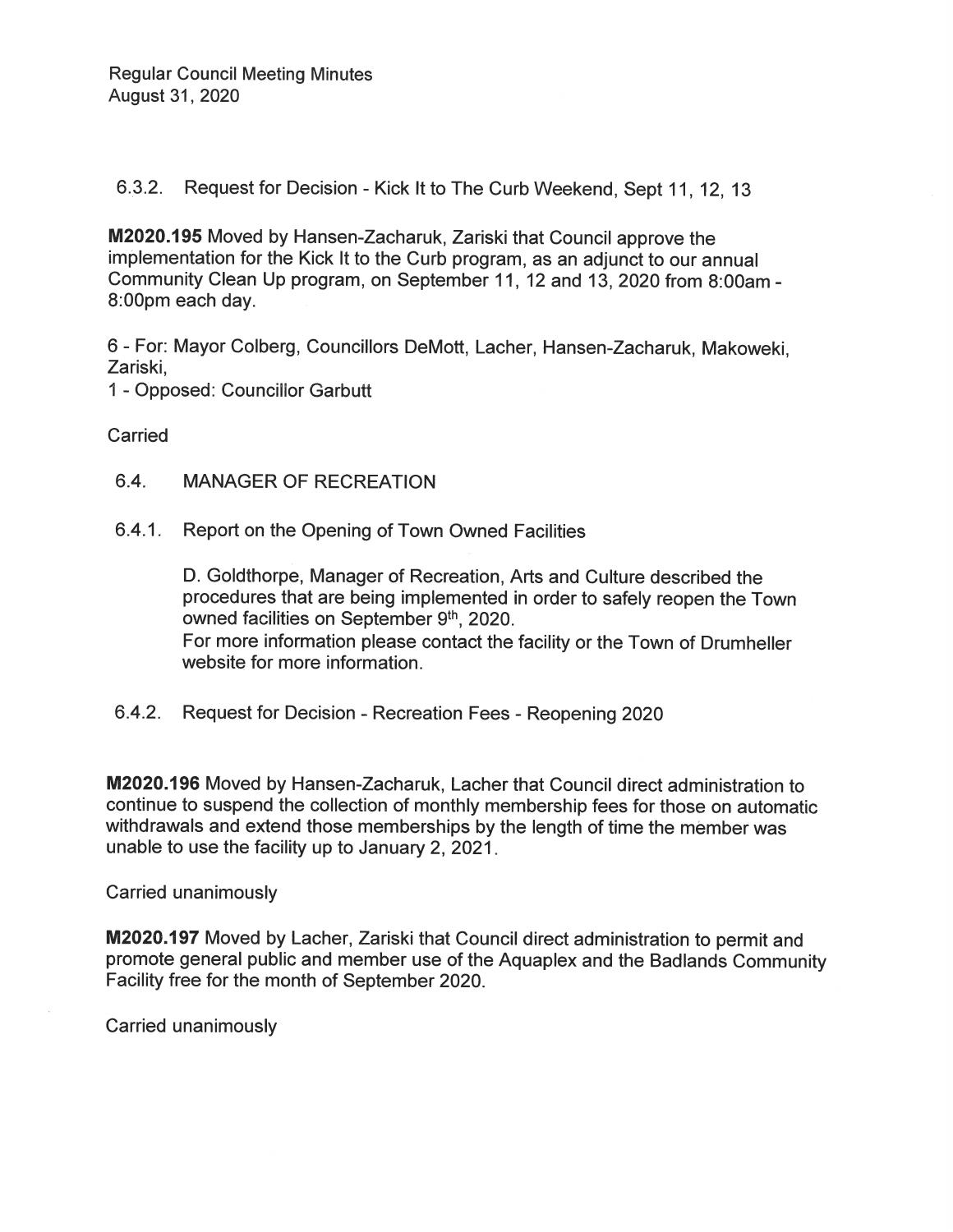Regular Council Meeting Minutes
August 31, 2020

6.3.2. Request for Decision - Kick It to The Curb Weekend, Sept 11, 12, 13

**M2020.195** Moved by Hansen-Zacharuk, Zariski that Council approve the implementation for the Kick It to the Curb program, as an adjunct to our annual Community Clean Up program, on September 11, 12 and 13, 2020 from 8:00am - 8:00pm each day.

6 - For: Mayor Colberg, Councillors DeMott, Lacher, Hansen-Zacharuk, Makoweki, Zariski,
1 - Opposed: Councillor Garbutt

Carried

6.4. MANAGER OF RECREATION

6.4.1. Report on the Opening of Town Owned Facilities

D. Goldthorpe, Manager of Recreation, Arts and Culture described the procedures that are being implemented in order to safely reopen the Town owned facilities on September 9th, 2020.
For more information please contact the facility or the Town of Drumheller website for more information.

6.4.2. Request for Decision - Recreation Fees - Reopening 2020

**M2020.196** Moved by Hansen-Zacharuk, Lacher that Council direct administration to continue to suspend the collection of monthly membership fees for those on automatic withdrawals and extend those memberships by the length of time the member was unable to use the facility up to January 2, 2021.

Carried unanimously

**M2020.197** Moved by Lacher, Zariski that Council direct administration to permit and promote general public and member use of the Aquaplex and the Badlands Community Facility free for the month of September 2020.

Carried unanimously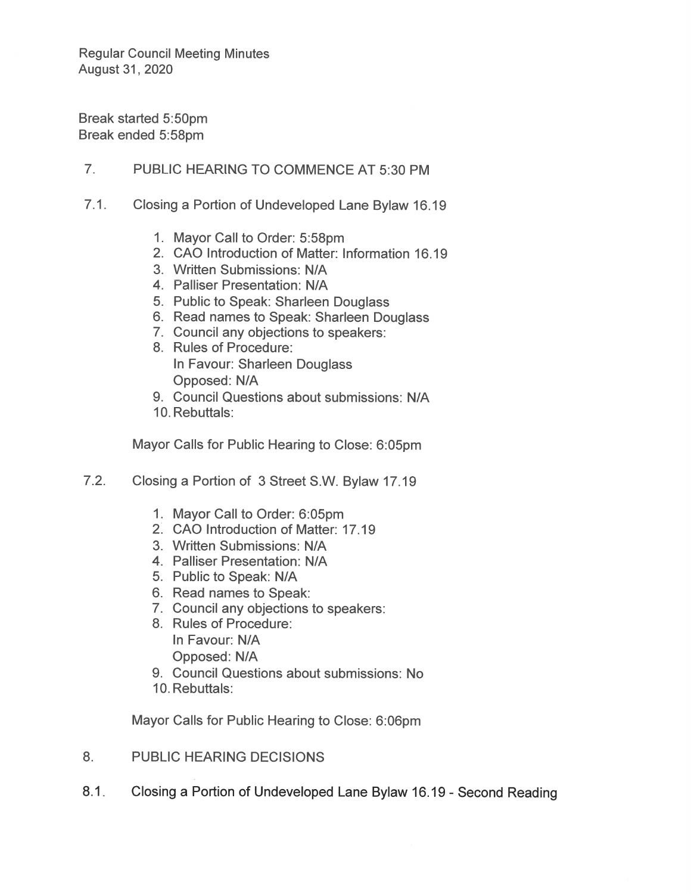Regular Council Meeting Minutes
August 31, 2020

Break started 5:50pm
Break ended 5:58pm

## 7. PUBLIC HEARING TO COMMENCE AT 5:30 PM

### 7.1. Closing a Portion of Undeveloped Lane Bylaw 16.19

1. Mayor Call to Order: 5:58pm
2. CAO Introduction of Matter: Information 16.19
3. Written Submissions: N/A
4. Palliser Presentation: N/A
5. Public to Speak: Sharleen Douglass
6. Read names to Speak: Sharleen Douglass
7. Council any objections to speakers:
8. Rules of Procedure:
   In Favour: Sharleen Douglass
   Opposed: N/A
9. Council Questions about submissions: N/A
10. Rebuttals:

Mayor Calls for Public Hearing to Close: 6:05pm

### 7.2. Closing a Portion of 3 Street S.W. Bylaw 17.19

1. Mayor Call to Order: 6:05pm
2. CAO Introduction of Matter: 17.19
3. Written Submissions: N/A
4. Palliser Presentation: N/A
5. Public to Speak: N/A
6. Read names to Speak:
7. Council any objections to speakers:
8. Rules of Procedure:
   In Favour: N/A
   Opposed: N/A
9. Council Questions about submissions: No
10. Rebuttals:

Mayor Calls for Public Hearing to Close: 6:06pm

## 8. PUBLIC HEARING DECISIONS

### 8.1. Closing a Portion of Undeveloped Lane Bylaw 16.19 - Second Reading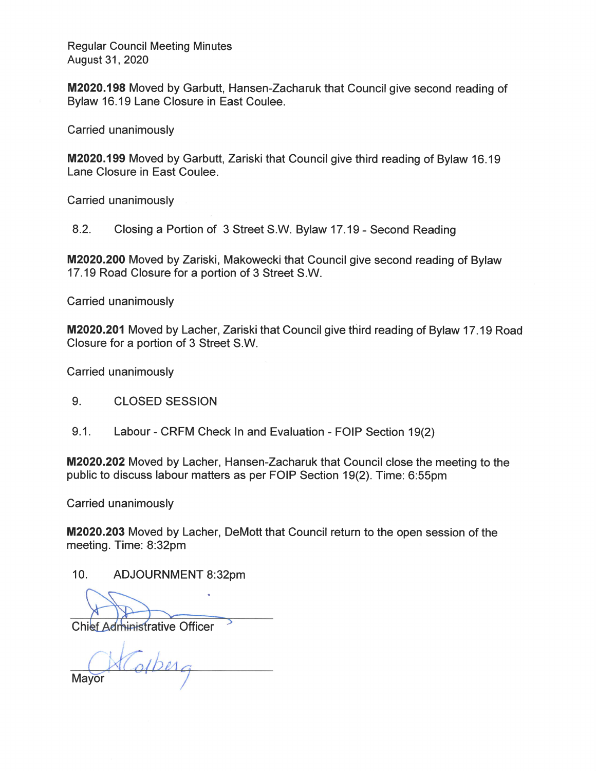Regular Council Meeting Minutes
August 31, 2020

**M2020.198** Moved by Garbutt, Hansen-Zacharuk that Council give second reading of Bylaw 16.19 Lane Closure in East Coulee.

Carried unanimously

**M2020.199** Moved by Garbutt, Zariski that Council give third reading of Bylaw 16.19 Lane Closure in East Coulee.

Carried unanimously

8.2. Closing a Portion of 3 Street S.W. Bylaw 17.19 - Second Reading

**M2020.200** Moved by Zariski, Makowecki that Council give second reading of Bylaw 17.19 Road Closure for a portion of 3 Street S.W.

Carried unanimously

**M2020.201** Moved by Lacher, Zariski that Council give third reading of Bylaw 17.19 Road Closure for a portion of 3 Street S.W.

Carried unanimously

9. CLOSED SESSION

9.1. Labour - CRFM Check In and Evaluation - FOIP Section 19(2)

**M2020.202** Moved by Lacher, Hansen-Zacharuk that Council close the meeting to the public to discuss labour matters as per FOIP Section 19(2). Time: 6:55pm

Carried unanimously

**M2020.203** Moved by Lacher, DeMott that Council return to the open session of the meeting. Time: 8:32pm

10. ADJOURNMENT 8:32pm

Chief Administrative Officer

Mayor